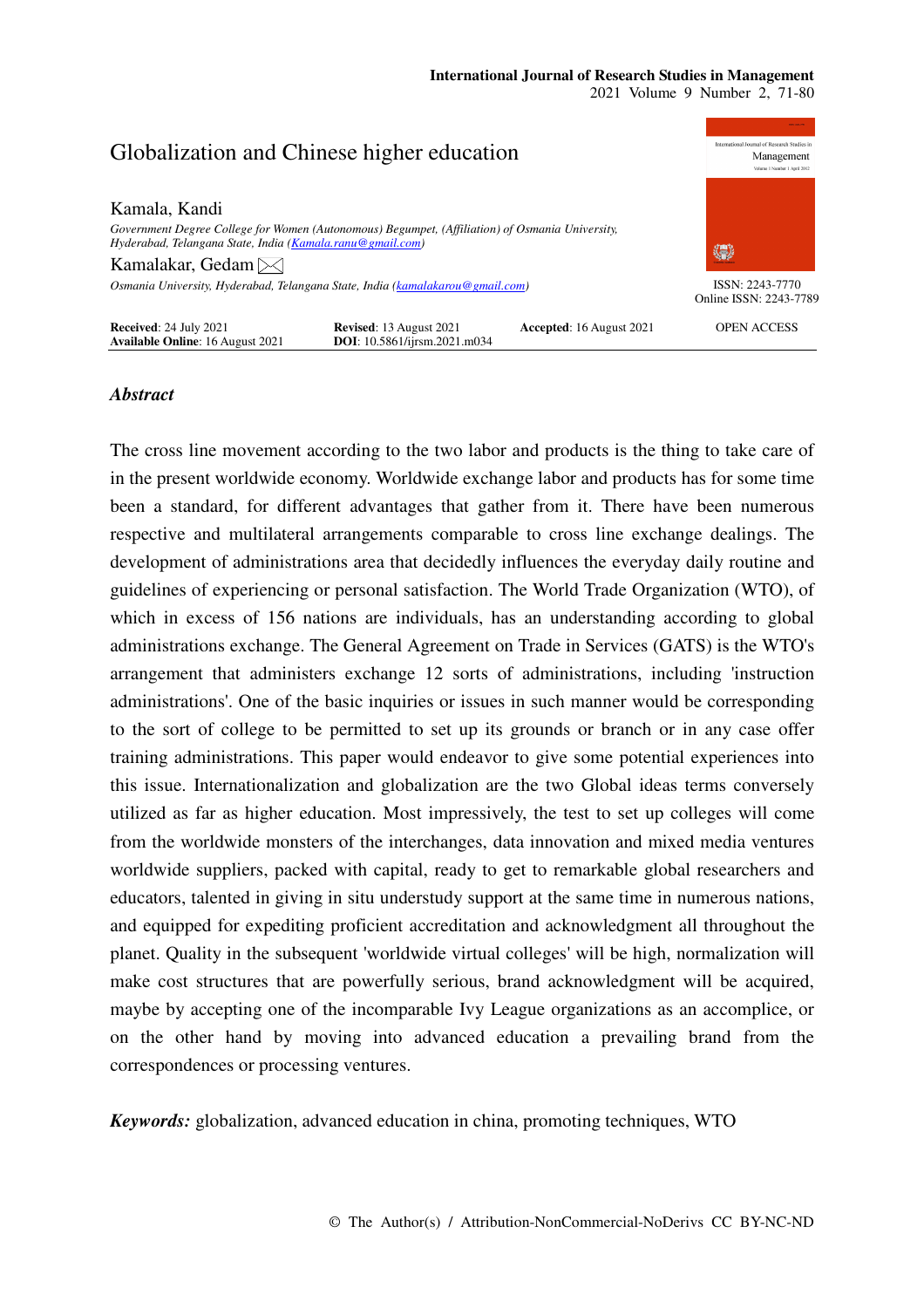# Globalization and Chinese higher education

Kamala, Kandi

*Government Degree College for Women (Autonomous) Begumpet, (Affiliation) of Osmania University, Hyderabad, Telangana State, India (Kamala.ranu@gmail.com)*

Kamalakar, Gedam

*Osmania University, Hyderabad, Telangana State, India (kamalakarou@gmail.com)*

ISSN: 2243-7770
Online ISSN: 2243-7789

**Received**: 24 July 2021 **Revised**: 13 August 2021 **Accepted**: 16 August 2021
**Available Online**: 16 August 2021 **DOI**: 10.5861/ijrsm.2021.m034 OPEN ACCESS

## *Abstract*

The cross line movement according to the two labor and products is the thing to take care of in the present worldwide economy. Worldwide exchange labor and products has for some time been a standard, for different advantages that gather from it. There have been numerous respective and multilateral arrangements comparable to cross line exchange dealings. The development of administrations area that decidedly influences the everyday daily routine and guidelines of experiencing or personal satisfaction. The World Trade Organization (WTO), of which in excess of 156 nations are individuals, has an understanding according to global administrations exchange. The General Agreement on Trade in Services (GATS) is the WTO's arrangement that administers exchange 12 sorts of administrations, including 'instruction administrations'. One of the basic inquiries or issues in such manner would be corresponding to the sort of college to be permitted to set up its grounds or branch or in any case offer training administrations. This paper would endeavor to give some potential experiences into this issue. Internationalization and globalization are the two Global ideas terms conversely utilized as far as higher education. Most impressively, the test to set up colleges will come from the worldwide monsters of the interchanges, data innovation and mixed media ventures worldwide suppliers, packed with capital, ready to get to remarkable global researchers and educators, talented in giving in situ understudy support at the same time in numerous nations, and equipped for expediting proficient accreditation and acknowledgment all throughout the planet. Quality in the subsequent 'worldwide virtual colleges' will be high, normalization will make cost structures that are powerfully serious, brand acknowledgment will be acquired, maybe by accepting one of the incomparable Ivy League organizations as an accomplice, or on the other hand by moving into advanced education a prevailing brand from the correspondences or processing ventures.

***Keywords:*** globalization, advanced education in china, promoting techniques, WTO

© The Author(s) / Attribution-NonCommercial-NoDerivs CC BY-NC-ND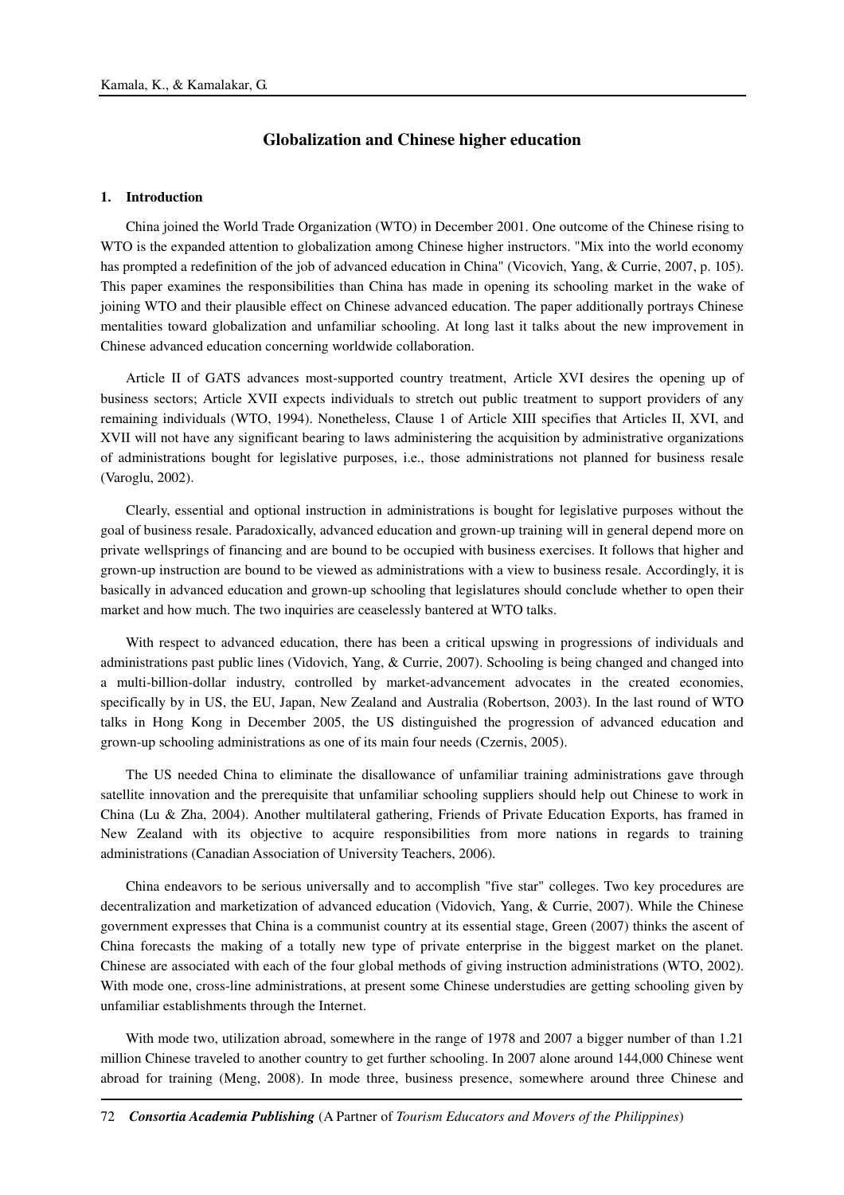# Globalization and Chinese higher education

## 1. Introduction

China joined the World Trade Organization (WTO) in December 2001. One outcome of the Chinese rising to WTO is the expanded attention to globalization among Chinese higher instructors. "Mix into the world economy has prompted a redefinition of the job of advanced education in China" (Vicovich, Yang, & Currie, 2007, p. 105). This paper examines the responsibilities than China has made in opening its schooling market in the wake of joining WTO and their plausible effect on Chinese advanced education. The paper additionally portrays Chinese mentalities toward globalization and unfamiliar schooling. At long last it talks about the new improvement in Chinese advanced education concerning worldwide collaboration.

Article II of GATS advances most-supported country treatment, Article XVI desires the opening up of business sectors; Article XVII expects individuals to stretch out public treatment to support providers of any remaining individuals (WTO, 1994). Nonetheless, Clause 1 of Article XIII specifies that Articles II, XVI, and XVII will not have any significant bearing to laws administering the acquisition by administrative organizations of administrations bought for legislative purposes, i.e., those administrations not planned for business resale (Varoglu, 2002).

Clearly, essential and optional instruction in administrations is bought for legislative purposes without the goal of business resale. Paradoxically, advanced education and grown-up training will in general depend more on private wellsprings of financing and are bound to be occupied with business exercises. It follows that higher and grown-up instruction are bound to be viewed as administrations with a view to business resale. Accordingly, it is basically in advanced education and grown-up schooling that legislatures should conclude whether to open their market and how much. The two inquiries are ceaselessly bantered at WTO talks.

With respect to advanced education, there has been a critical upswing in progressions of individuals and administrations past public lines (Vidovich, Yang, & Currie, 2007). Schooling is being changed and changed into a multi-billion-dollar industry, controlled by market-advancement advocates in the created economies, specifically by in US, the EU, Japan, New Zealand and Australia (Robertson, 2003). In the last round of WTO talks in Hong Kong in December 2005, the US distinguished the progression of advanced education and grown-up schooling administrations as one of its main four needs (Czernis, 2005).

The US needed China to eliminate the disallowance of unfamiliar training administrations gave through satellite innovation and the prerequisite that unfamiliar schooling suppliers should help out Chinese to work in China (Lu & Zha, 2004). Another multilateral gathering, Friends of Private Education Exports, has framed in New Zealand with its objective to acquire responsibilities from more nations in regards to training administrations (Canadian Association of University Teachers, 2006).

China endeavors to be serious universally and to accomplish "five star" colleges. Two key procedures are decentralization and marketization of advanced education (Vidovich, Yang, & Currie, 2007). While the Chinese government expresses that China is a communist country at its essential stage, Green (2007) thinks the ascent of China forecasts the making of a totally new type of private enterprise in the biggest market on the planet. Chinese are associated with each of the four global methods of giving instruction administrations (WTO, 2002). With mode one, cross-line administrations, at present some Chinese understudies are getting schooling given by unfamiliar establishments through the Internet.

With mode two, utilization abroad, somewhere in the range of 1978 and 2007 a bigger number of than 1.21 million Chinese traveled to another country to get further schooling. In 2007 alone around 144,000 Chinese went abroad for training (Meng, 2008). In mode three, business presence, somewhere around three Chinese and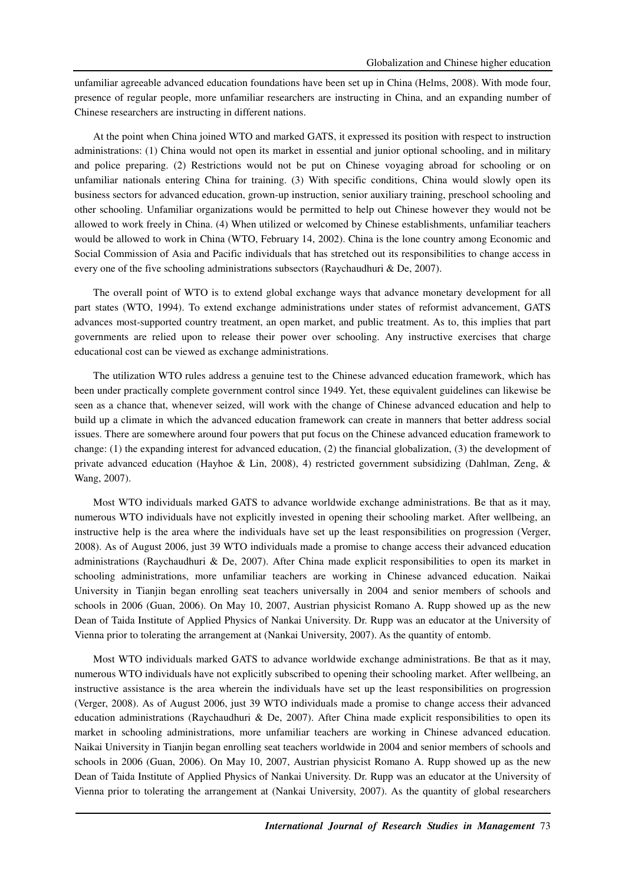unfamiliar agreeable advanced education foundations have been set up in China (Helms, 2008). With mode four, presence of regular people, more unfamiliar researchers are instructing in China, and an expanding number of Chinese researchers are instructing in different nations.

At the point when China joined WTO and marked GATS, it expressed its position with respect to instruction administrations: (1) China would not open its market in essential and junior optional schooling, and in military and police preparing. (2) Restrictions would not be put on Chinese voyaging abroad for schooling or on unfamiliar nationals entering China for training. (3) With specific conditions, China would slowly open its business sectors for advanced education, grown-up instruction, senior auxiliary training, preschool schooling and other schooling. Unfamiliar organizations would be permitted to help out Chinese however they would not be allowed to work freely in China. (4) When utilized or welcomed by Chinese establishments, unfamiliar teachers would be allowed to work in China (WTO, February 14, 2002). China is the lone country among Economic and Social Commission of Asia and Pacific individuals that has stretched out its responsibilities to change access in every one of the five schooling administrations subsectors (Raychaudhuri & De, 2007).

The overall point of WTO is to extend global exchange ways that advance monetary development for all part states (WTO, 1994). To extend exchange administrations under states of reformist advancement, GATS advances most-supported country treatment, an open market, and public treatment. As to, this implies that part governments are relied upon to release their power over schooling. Any instructive exercises that charge educational cost can be viewed as exchange administrations.

The utilization WTO rules address a genuine test to the Chinese advanced education framework, which has been under practically complete government control since 1949. Yet, these equivalent guidelines can likewise be seen as a chance that, whenever seized, will work with the change of Chinese advanced education and help to build up a climate in which the advanced education framework can create in manners that better address social issues. There are somewhere around four powers that put focus on the Chinese advanced education framework to change: (1) the expanding interest for advanced education, (2) the financial globalization, (3) the development of private advanced education (Hayhoe & Lin, 2008), 4) restricted government subsidizing (Dahlman, Zeng, & Wang, 2007).

Most WTO individuals marked GATS to advance worldwide exchange administrations. Be that as it may, numerous WTO individuals have not explicitly invested in opening their schooling market. After wellbeing, an instructive help is the area where the individuals have set up the least responsibilities on progression (Verger, 2008). As of August 2006, just 39 WTO individuals made a promise to change access their advanced education administrations (Raychaudhuri & De, 2007). After China made explicit responsibilities to open its market in schooling administrations, more unfamiliar teachers are working in Chinese advanced education. Naikai University in Tianjin began enrolling seat teachers universally in 2004 and senior members of schools and schools in 2006 (Guan, 2006). On May 10, 2007, Austrian physicist Romano A. Rupp showed up as the new Dean of Taida Institute of Applied Physics of Nankai University. Dr. Rupp was an educator at the University of Vienna prior to tolerating the arrangement at (Nankai University, 2007). As the quantity of entomb.

Most WTO individuals marked GATS to advance worldwide exchange administrations. Be that as it may, numerous WTO individuals have not explicitly subscribed to opening their schooling market. After wellbeing, an instructive assistance is the area wherein the individuals have set up the least responsibilities on progression (Verger, 2008). As of August 2006, just 39 WTO individuals made a promise to change access their advanced education administrations (Raychaudhuri & De, 2007). After China made explicit responsibilities to open its market in schooling administrations, more unfamiliar teachers are working in Chinese advanced education. Naikai University in Tianjin began enrolling seat teachers worldwide in 2004 and senior members of schools and schools in 2006 (Guan, 2006). On May 10, 2007, Austrian physicist Romano A. Rupp showed up as the new Dean of Taida Institute of Applied Physics of Nankai University. Dr. Rupp was an educator at the University of Vienna prior to tolerating the arrangement at (Nankai University, 2007). As the quantity of global researchers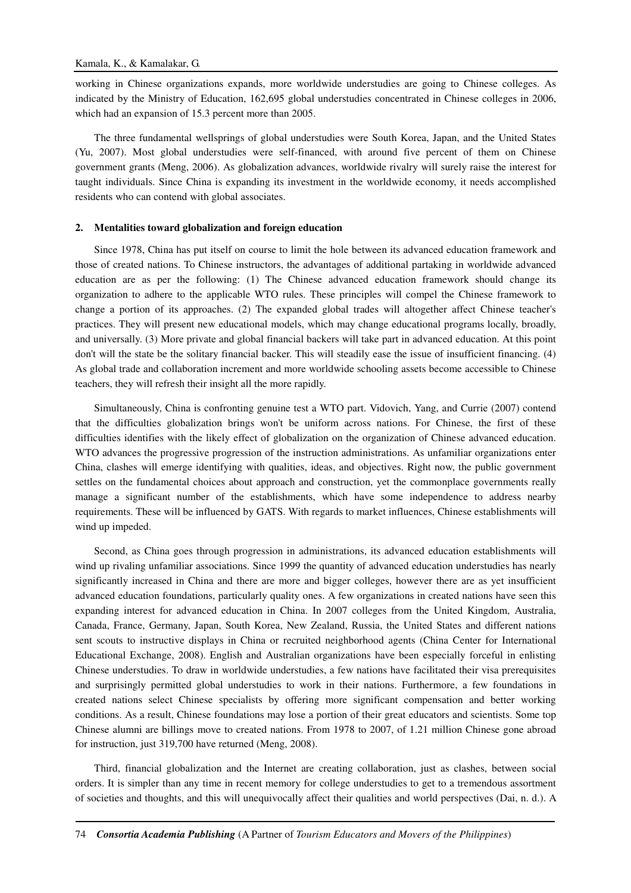working in Chinese organizations expands, more worldwide understudies are going to Chinese colleges. As indicated by the Ministry of Education, 162,695 global understudies concentrated in Chinese colleges in 2006, which had an expansion of 15.3 percent more than 2005.

The three fundamental wellsprings of global understudies were South Korea, Japan, and the United States (Yu, 2007). Most global understudies were self-financed, with around five percent of them on Chinese government grants (Meng, 2006). As globalization advances, worldwide rivalry will surely raise the interest for taught individuals. Since China is expanding its investment in the worldwide economy, it needs accomplished residents who can contend with global associates.

## 2. Mentalities toward globalization and foreign education

Since 1978, China has put itself on course to limit the hole between its advanced education framework and those of created nations. To Chinese instructors, the advantages of additional partaking in worldwide advanced education are as per the following: (1) The Chinese advanced education framework should change its organization to adhere to the applicable WTO rules. These principles will compel the Chinese framework to change a portion of its approaches. (2) The expanded global trades will altogether affect Chinese teacher's practices. They will present new educational models, which may change educational programs locally, broadly, and universally. (3) More private and global financial backers will take part in advanced education. At this point don't will the state be the solitary financial backer. This will steadily ease the issue of insufficient financing. (4) As global trade and collaboration increment and more worldwide schooling assets become accessible to Chinese teachers, they will refresh their insight all the more rapidly.

Simultaneously, China is confronting genuine test a WTO part. Vidovich, Yang, and Currie (2007) contend that the difficulties globalization brings won't be uniform across nations. For Chinese, the first of these difficulties identifies with the likely effect of globalization on the organization of Chinese advanced education. WTO advances the progressive progression of the instruction administrations. As unfamiliar organizations enter China, clashes will emerge identifying with qualities, ideas, and objectives. Right now, the public government settles on the fundamental choices about approach and construction, yet the commonplace governments really manage a significant number of the establishments, which have some independence to address nearby requirements. These will be influenced by GATS. With regards to market influences, Chinese establishments will wind up impeded.

Second, as China goes through progression in administrations, its advanced education establishments will wind up rivaling unfamiliar associations. Since 1999 the quantity of advanced education understudies has nearly significantly increased in China and there are more and bigger colleges, however there are as yet insufficient advanced education foundations, particularly quality ones. A few organizations in created nations have seen this expanding interest for advanced education in China. In 2007 colleges from the United Kingdom, Australia, Canada, France, Germany, Japan, South Korea, New Zealand, Russia, the United States and different nations sent scouts to instructive displays in China or recruited neighborhood agents (China Center for International Educational Exchange, 2008). English and Australian organizations have been especially forceful in enlisting Chinese understudies. To draw in worldwide understudies, a few nations have facilitated their visa prerequisites and surprisingly permitted global understudies to work in their nations. Furthermore, a few foundations in created nations select Chinese specialists by offering more significant compensation and better working conditions. As a result, Chinese foundations may lose a portion of their great educators and scientists. Some top Chinese alumni are billings move to created nations. From 1978 to 2007, of 1.21 million Chinese gone abroad for instruction, just 319,700 have returned (Meng, 2008).

Third, financial globalization and the Internet are creating collaboration, just as clashes, between social orders. It is simpler than any time in recent memory for college understudies to get to a tremendous assortment of societies and thoughts, and this will unequivocally affect their qualities and world perspectives (Dai, n. d.). A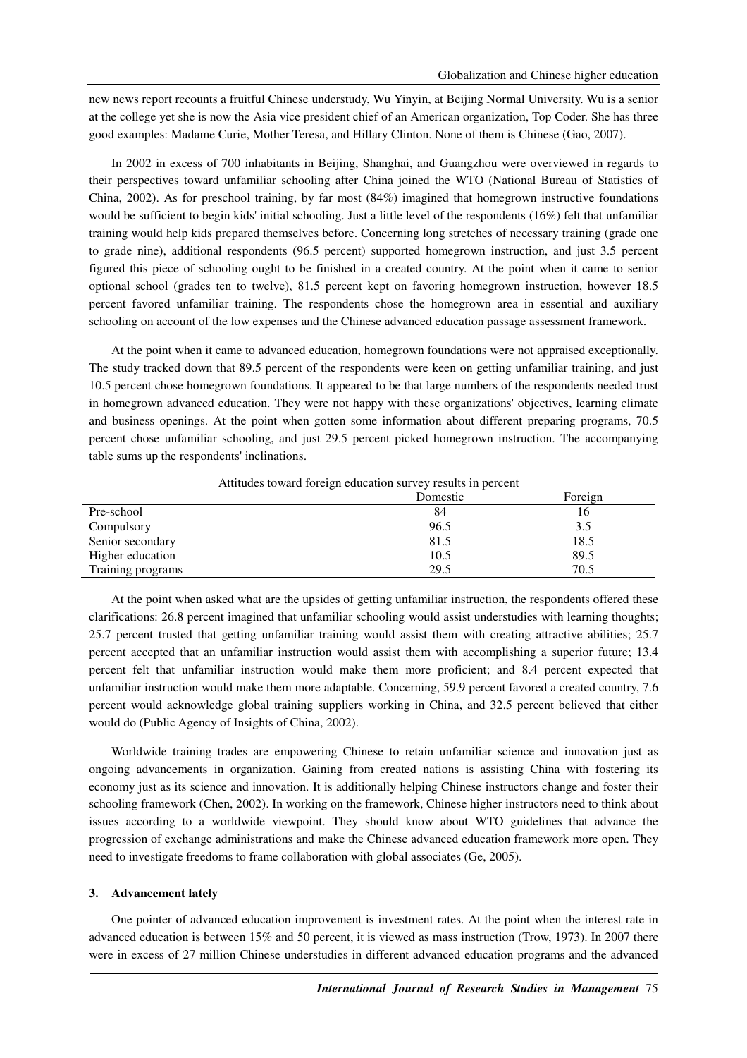new news report recounts a fruitful Chinese understudy, Wu Yinyin, at Beijing Normal University. Wu is a senior at the college yet she is now the Asia vice president chief of an American organization, Top Coder. She has three good examples: Madame Curie, Mother Teresa, and Hillary Clinton. None of them is Chinese (Gao, 2007).

In 2002 in excess of 700 inhabitants in Beijing, Shanghai, and Guangzhou were overviewed in regards to their perspectives toward unfamiliar schooling after China joined the WTO (National Bureau of Statistics of China, 2002). As for preschool training, by far most (84%) imagined that homegrown instructive foundations would be sufficient to begin kids' initial schooling. Just a little level of the respondents (16%) felt that unfamiliar training would help kids prepared themselves before. Concerning long stretches of necessary training (grade one to grade nine), additional respondents (96.5 percent) supported homegrown instruction, and just 3.5 percent figured this piece of schooling ought to be finished in a created country. At the point when it came to senior optional school (grades ten to twelve), 81.5 percent kept on favoring homegrown instruction, however 18.5 percent favored unfamiliar training. The respondents chose the homegrown area in essential and auxiliary schooling on account of the low expenses and the Chinese advanced education passage assessment framework.

At the point when it came to advanced education, homegrown foundations were not appraised exceptionally. The study tracked down that 89.5 percent of the respondents were keen on getting unfamiliar training, and just 10.5 percent chose homegrown foundations. It appeared to be that large numbers of the respondents needed trust in homegrown advanced education. They were not happy with these organizations' objectives, learning climate and business openings. At the point when gotten some information about different preparing programs, 70.5 percent chose unfamiliar schooling, and just 29.5 percent picked homegrown instruction. The accompanying table sums up the respondents' inclinations.

Attitudes toward foreign education survey results in percent

| | Domestic | Foreign |
|---|---|---|
| Pre-school | 84 | 16 |
| Compulsory | 96.5 | 3.5 |
| Senior secondary | 81.5 | 18.5 |
| Higher education | 10.5 | 89.5 |
| Training programs | 29.5 | 70.5 |

At the point when asked what are the upsides of getting unfamiliar instruction, the respondents offered these clarifications: 26.8 percent imagined that unfamiliar schooling would assist understudies with learning thoughts; 25.7 percent trusted that getting unfamiliar training would assist them with creating attractive abilities; 25.7 percent accepted that an unfamiliar instruction would assist them with accomplishing a superior future; 13.4 percent felt that unfamiliar instruction would make them more proficient; and 8.4 percent expected that unfamiliar instruction would make them more adaptable. Concerning, 59.9 percent favored a created country, 7.6 percent would acknowledge global training suppliers working in China, and 32.5 percent believed that either would do (Public Agency of Insights of China, 2002).

Worldwide training trades are empowering Chinese to retain unfamiliar science and innovation just as ongoing advancements in organization. Gaining from created nations is assisting China with fostering its economy just as its science and innovation. It is additionally helping Chinese instructors change and foster their schooling framework (Chen, 2002). In working on the framework, Chinese higher instructors need to think about issues according to a worldwide viewpoint. They should know about WTO guidelines that advance the progression of exchange administrations and make the Chinese advanced education framework more open. They need to investigate freedoms to frame collaboration with global associates (Ge, 2005).

### 3. Advancement lately

One pointer of advanced education improvement is investment rates. At the point when the interest rate in advanced education is between 15% and 50 percent, it is viewed as mass instruction (Trow, 1973). In 2007 there were in excess of 27 million Chinese understudies in different advanced education programs and the advanced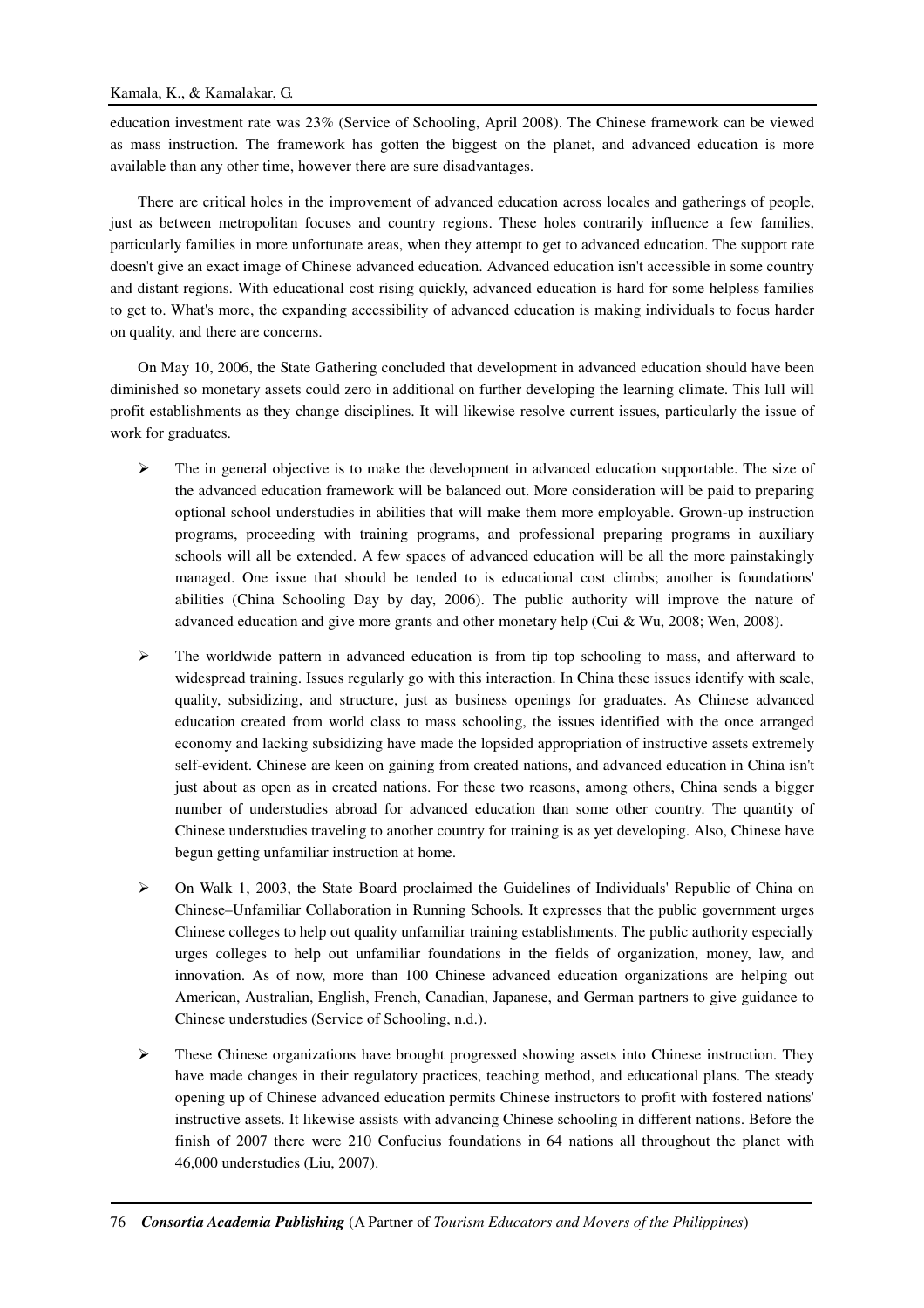education investment rate was 23% (Service of Schooling, April 2008). The Chinese framework can be viewed as mass instruction. The framework has gotten the biggest on the planet, and advanced education is more available than any other time, however there are sure disadvantages.

There are critical holes in the improvement of advanced education across locales and gatherings of people, just as between metropolitan focuses and country regions. These holes contrarily influence a few families, particularly families in more unfortunate areas, when they attempt to get to advanced education. The support rate doesn't give an exact image of Chinese advanced education. Advanced education isn't accessible in some country and distant regions. With educational cost rising quickly, advanced education is hard for some helpless families to get to. What's more, the expanding accessibility of advanced education is making individuals to focus harder on quality, and there are concerns.

On May 10, 2006, the State Gathering concluded that development in advanced education should have been diminished so monetary assets could zero in additional on further developing the learning climate. This lull will profit establishments as they change disciplines. It will likewise resolve current issues, particularly the issue of work for graduates.

- The in general objective is to make the development in advanced education supportable. The size of the advanced education framework will be balanced out. More consideration will be paid to preparing optional school understudies in abilities that will make them more employable. Grown-up instruction programs, proceeding with training programs, and professional preparing programs in auxiliary schools will all be extended. A few spaces of advanced education will be all the more painstakingly managed. One issue that should be tended to is educational cost climbs; another is foundations' abilities (China Schooling Day by day, 2006). The public authority will improve the nature of advanced education and give more grants and other monetary help (Cui & Wu, 2008; Wen, 2008).
- The worldwide pattern in advanced education is from tip top schooling to mass, and afterward to widespread training. Issues regularly go with this interaction. In China these issues identify with scale, quality, subsidizing, and structure, just as business openings for graduates. As Chinese advanced education created from world class to mass schooling, the issues identified with the once arranged economy and lacking subsidizing have made the lopsided appropriation of instructive assets extremely self-evident. Chinese are keen on gaining from created nations, and advanced education in China isn't just about as open as in created nations. For these two reasons, among others, China sends a bigger number of understudies abroad for advanced education than some other country. The quantity of Chinese understudies traveling to another country for training is as yet developing. Also, Chinese have begun getting unfamiliar instruction at home.
- On Walk 1, 2003, the State Board proclaimed the Guidelines of Individuals' Republic of China on Chinese–Unfamiliar Collaboration in Running Schools. It expresses that the public government urges Chinese colleges to help out quality unfamiliar training establishments. The public authority especially urges colleges to help out unfamiliar foundations in the fields of organization, money, law, and innovation. As of now, more than 100 Chinese advanced education organizations are helping out American, Australian, English, French, Canadian, Japanese, and German partners to give guidance to Chinese understudies (Service of Schooling, n.d.).
- These Chinese organizations have brought progressed showing assets into Chinese instruction. They have made changes in their regulatory practices, teaching method, and educational plans. The steady opening up of Chinese advanced education permits Chinese instructors to profit with fostered nations' instructive assets. It likewise assists with advancing Chinese schooling in different nations. Before the finish of 2007 there were 210 Confucius foundations in 64 nations all throughout the planet with 46,000 understudies (Liu, 2007).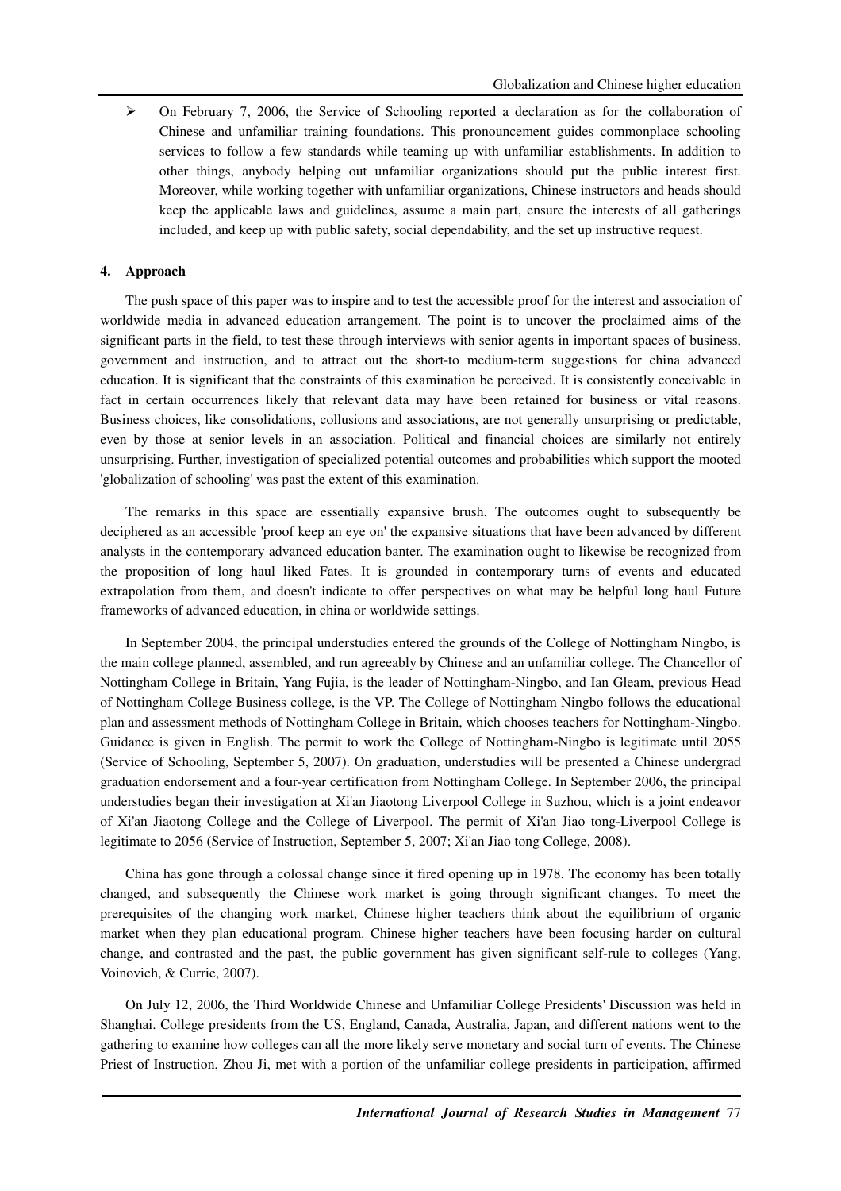- On February 7, 2006, the Service of Schooling reported a declaration as for the collaboration of Chinese and unfamiliar training foundations. This pronouncement guides commonplace schooling services to follow a few standards while teaming up with unfamiliar establishments. In addition to other things, anybody helping out unfamiliar organizations should put the public interest first. Moreover, while working together with unfamiliar organizations, Chinese instructors and heads should keep the applicable laws and guidelines, assume a main part, ensure the interests of all gatherings included, and keep up with public safety, social dependability, and the set up instructive request.

## 4. Approach

The push space of this paper was to inspire and to test the accessible proof for the interest and association of worldwide media in advanced education arrangement. The point is to uncover the proclaimed aims of the significant parts in the field, to test these through interviews with senior agents in important spaces of business, government and instruction, and to attract out the short-to medium-term suggestions for china advanced education. It is significant that the constraints of this examination be perceived. It is consistently conceivable in fact in certain occurrences likely that relevant data may have been retained for business or vital reasons. Business choices, like consolidations, collusions and associations, are not generally unsurprising or predictable, even by those at senior levels in an association. Political and financial choices are similarly not entirely unsurprising. Further, investigation of specialized potential outcomes and probabilities which support the mooted 'globalization of schooling' was past the extent of this examination.

The remarks in this space are essentially expansive brush. The outcomes ought to subsequently be deciphered as an accessible 'proof keep an eye on' the expansive situations that have been advanced by different analysts in the contemporary advanced education banter. The examination ought to likewise be recognized from the proposition of long haul liked Fates. It is grounded in contemporary turns of events and educated extrapolation from them, and doesn't indicate to offer perspectives on what may be helpful long haul Future frameworks of advanced education, in china or worldwide settings.

In September 2004, the principal understudies entered the grounds of the College of Nottingham Ningbo, is the main college planned, assembled, and run agreeably by Chinese and an unfamiliar college. The Chancellor of Nottingham College in Britain, Yang Fujia, is the leader of Nottingham-Ningbo, and Ian Gleam, previous Head of Nottingham College Business college, is the VP. The College of Nottingham Ningbo follows the educational plan and assessment methods of Nottingham College in Britain, which chooses teachers for Nottingham-Ningbo. Guidance is given in English. The permit to work the College of Nottingham-Ningbo is legitimate until 2055 (Service of Schooling, September 5, 2007). On graduation, understudies will be presented a Chinese undergrad graduation endorsement and a four-year certification from Nottingham College. In September 2006, the principal understudies began their investigation at Xi'an Jiaotong Liverpool College in Suzhou, which is a joint endeavor of Xi'an Jiaotong College and the College of Liverpool. The permit of Xi'an Jiao tong-Liverpool College is legitimate to 2056 (Service of Instruction, September 5, 2007; Xi'an Jiao tong College, 2008).

China has gone through a colossal change since it fired opening up in 1978. The economy has been totally changed, and subsequently the Chinese work market is going through significant changes. To meet the prerequisites of the changing work market, Chinese higher teachers think about the equilibrium of organic market when they plan educational program. Chinese higher teachers have been focusing harder on cultural change, and contrasted and the past, the public government has given significant self-rule to colleges (Yang, Voinovich, & Currie, 2007).

On July 12, 2006, the Third Worldwide Chinese and Unfamiliar College Presidents' Discussion was held in Shanghai. College presidents from the US, England, Canada, Australia, Japan, and different nations went to the gathering to examine how colleges can all the more likely serve monetary and social turn of events. The Chinese Priest of Instruction, Zhou Ji, met with a portion of the unfamiliar college presidents in participation, affirmed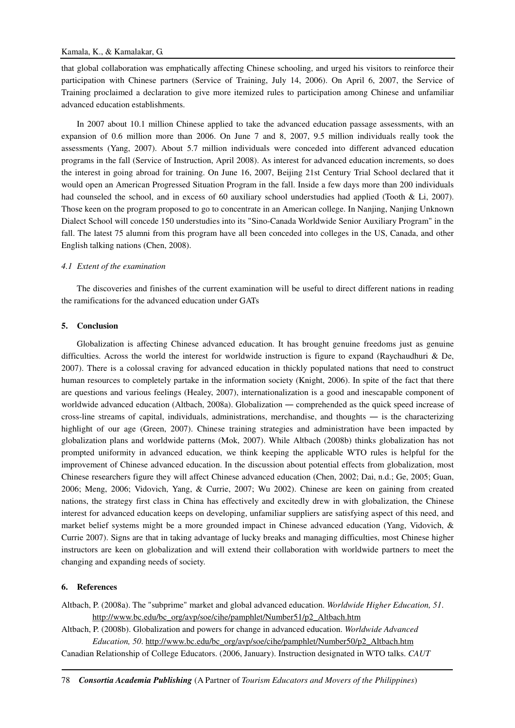that global collaboration was emphatically affecting Chinese schooling, and urged his visitors to reinforce their participation with Chinese partners (Service of Training, July 14, 2006). On April 6, 2007, the Service of Training proclaimed a declaration to give more itemized rules to participation among Chinese and unfamiliar advanced education establishments.

In 2007 about 10.1 million Chinese applied to take the advanced education passage assessments, with an expansion of 0.6 million more than 2006. On June 7 and 8, 2007, 9.5 million individuals really took the assessments (Yang, 2007). About 5.7 million individuals were conceded into different advanced education programs in the fall (Service of Instruction, April 2008). As interest for advanced education increments, so does the interest in going abroad for training. On June 16, 2007, Beijing 21st Century Trial School declared that it would open an American Progressed Situation Program in the fall. Inside a few days more than 200 individuals had counseled the school, and in excess of 60 auxiliary school understudies had applied (Tooth & Li, 2007). Those keen on the program proposed to go to concentrate in an American college. In Nanjing, Nanjing Unknown Dialect School will concede 150 understudies into its "Sino-Canada Worldwide Senior Auxiliary Program" in the fall. The latest 75 alumni from this program have all been conceded into colleges in the US, Canada, and other English talking nations (Chen, 2008).

### *4.1 Extent of the examination*

The discoveries and finishes of the current examination will be useful to direct different nations in reading the ramifications for the advanced education under GATs

## 5. Conclusion

Globalization is affecting Chinese advanced education. It has brought genuine freedoms just as genuine difficulties. Across the world the interest for worldwide instruction is figure to expand (Raychaudhuri & De, 2007). There is a colossal craving for advanced education in thickly populated nations that need to construct human resources to completely partake in the information society (Knight, 2006). In spite of the fact that there are questions and various feelings (Healey, 2007), internationalization is a good and inescapable component of worldwide advanced education (Altbach, 2008a). Globalization — comprehended as the quick speed increase of cross-line streams of capital, individuals, administrations, merchandise, and thoughts — is the characterizing highlight of our age (Green, 2007). Chinese training strategies and administration have been impacted by globalization plans and worldwide patterns (Mok, 2007). While Altbach (2008b) thinks globalization has not prompted uniformity in advanced education, we think keeping the applicable WTO rules is helpful for the improvement of Chinese advanced education. In the discussion about potential effects from globalization, most Chinese researchers figure they will affect Chinese advanced education (Chen, 2002; Dai, n.d.; Ge, 2005; Guan, 2006; Meng, 2006; Vidovich, Yang, & Currie, 2007; Wu 2002). Chinese are keen on gaining from created nations, the strategy first class in China has effectively and excitedly drew in with globalization, the Chinese interest for advanced education keeps on developing, unfamiliar suppliers are satisfying aspect of this need, and market belief systems might be a more grounded impact in Chinese advanced education (Yang, Vidovich, & Currie 2007). Signs are that in taking advantage of lucky breaks and managing difficulties, most Chinese higher instructors are keen on globalization and will extend their collaboration with worldwide partners to meet the changing and expanding needs of society.

## 6. References

Altbach, P. (2008a). The "subprime" market and global advanced education. *Worldwide Higher Education, 51*. http://www.bc.edu/bc_org/avp/soe/cihe/pamphlet/Number51/p2_Altbach.htm

Altbach, P. (2008b). Globalization and powers for change in advanced education. *Worldwide Advanced Education, 50*. http://www.bc.edu/bc_org/avp/soe/cihe/pamphlet/Number50/p2_Altbach.htm

Canadian Relationship of College Educators. (2006, January). Instruction designated in WTO talks. *CAUT*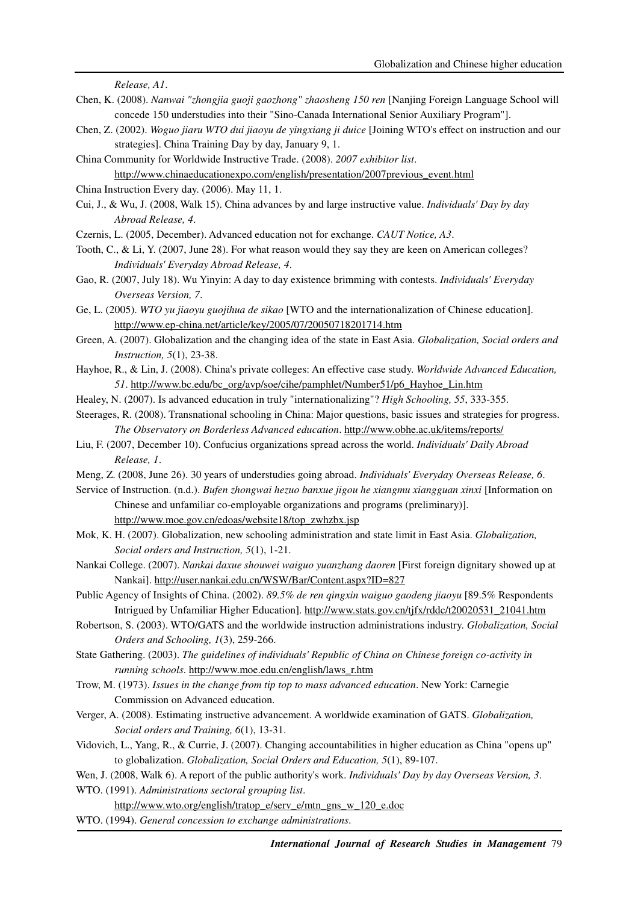*Release, A1*.

Chen, K. (2008). *Nanwai "zhongjia guoji gaozhong" zhaosheng 150 ren* [Nanjing Foreign Language School will concede 150 understudies into their "Sino-Canada International Senior Auxiliary Program"].

Chen, Z. (2002). *Woguo jiaru WTO dui jiaoyu de yingxiang ji duice* [Joining WTO's effect on instruction and our strategies]. China Training Day by day, January 9, 1.

China Community for Worldwide Instructive Trade. (2008). *2007 exhibitor list*. http://www.chinaeducationexpo.com/english/presentation/2007previous_event.html

China Instruction Every day. (2006). May 11, 1.

Cui, J., & Wu, J. (2008, Walk 15). China advances by and large instructive value. *Individuals' Day by day Abroad Release, 4*.

Czernis, L. (2005, December). Advanced education not for exchange. *CAUT Notice, A3*.

Tooth, C., & Li, Y. (2007, June 28). For what reason would they say they are keen on American colleges? *Individuals' Everyday Abroad Release, 4*.

Gao, R. (2007, July 18). Wu Yinyin: A day to day existence brimming with contests. *Individuals' Everyday Overseas Version, 7*.

Ge, L. (2005). *WTO yu jiaoyu guojihua de sikao* [WTO and the internationalization of Chinese education]. http://www.ep-china.net/article/key/2005/07/20050718201714.htm

Green, A. (2007). Globalization and the changing idea of the state in East Asia. *Globalization, Social orders and Instruction, 5*(1), 23-38.

Hayhoe, R., & Lin, J. (2008). China's private colleges: An effective case study. *Worldwide Advanced Education, 51*. http://www.bc.edu/bc_org/avp/soe/cihe/pamphlet/Number51/p6_Hayhoe_Lin.htm

Healey, N. (2007). Is advanced education in truly "internationalizing"? *High Schooling, 55*, 333-355.

Steerages, R. (2008). Transnational schooling in China: Major questions, basic issues and strategies for progress. *The Observatory on Borderless Advanced education*. http://www.obhe.ac.uk/items/reports/

Liu, F. (2007, December 10). Confucius organizations spread across the world. *Individuals' Daily Abroad Release, 1*.

Meng, Z. (2008, June 26). 30 years of understudies going abroad. *Individuals' Everyday Overseas Release, 6*.

Service of Instruction. (n.d.). *Bufen zhongwai hezuo banxue jigou he xiangmu xiangguan xinxi* [Information on Chinese and unfamiliar co-employable organizations and programs (preliminary)]. http://www.moe.gov.cn/edoas/website18/top_zwhzbx.jsp

Mok, K. H. (2007). Globalization, new schooling administration and state limit in East Asia. *Globalization, Social orders and Instruction, 5*(1), 1-21.

Nankai College. (2007). *Nankai daxue shouwei waiguo yuanzhang daoren* [First foreign dignitary showed up at Nankai]. http://user.nankai.edu.cn/WSW/Bar/Content.aspx?ID=827

Public Agency of Insights of China. (2002). *89.5% de ren qingxin waiguo gaodeng jiaoyu* [89.5% Respondents Intrigued by Unfamiliar Higher Education]. http://www.stats.gov.cn/tjfx/rddc/t20020531_21041.htm

Robertson, S. (2003). WTO/GATS and the worldwide instruction administrations industry. *Globalization, Social Orders and Schooling, 1*(3), 259-266.

State Gathering. (2003). *The guidelines of individuals' Republic of China on Chinese foreign co-activity in running schools*. http://www.moe.edu.cn/english/laws_r.htm

Trow, M. (1973). *Issues in the change from tip top to mass advanced education*. New York: Carnegie Commission on Advanced education.

Verger, A. (2008). Estimating instructive advancement. A worldwide examination of GATS. *Globalization, Social orders and Training, 6*(1), 13-31.

Vidovich, L., Yang, R., & Currie, J. (2007). Changing accountabilities in higher education as China "opens up" to globalization. *Globalization, Social Orders and Education, 5*(1), 89-107.

Wen, J. (2008, Walk 6). A report of the public authority's work. *Individuals' Day by day Overseas Version, 3*.

WTO. (1991). *Administrations sectoral grouping list*. http://www.wto.org/english/tratop_e/serv_e/mtn_gns_w_120_e.doc

WTO. (1994). *General concession to exchange administrations*.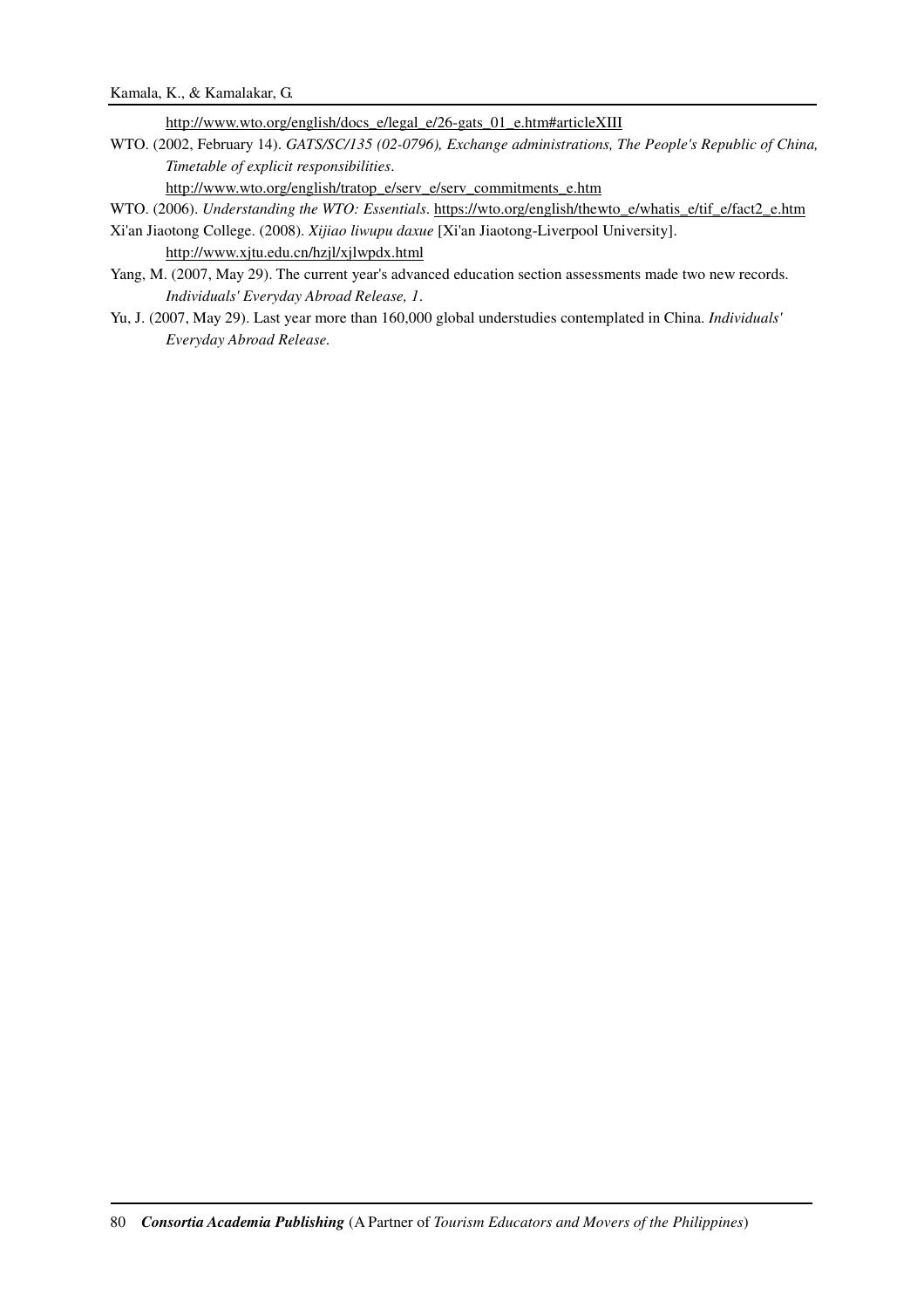http://www.wto.org/english/docs_e/legal_e/26-gats_01_e.htm#articleXIII

WTO. (2002, February 14). *GATS/SC/135 (02-0796), Exchange administrations, The People's Republic of China, Timetable of explicit responsibilities*. http://www.wto.org/english/tratop_e/serv_e/serv_commitments_e.htm

WTO. (2006). *Understanding the WTO: Essentials*. https://wto.org/english/thewto_e/whatis_e/tif_e/fact2_e.htm

Xi'an Jiaotong College. (2008). *Xijiao liwupu daxue* [Xi'an Jiaotong-Liverpool University]. http://www.xjtu.edu.cn/hzjl/xjlwpdx.html

Yang, M. (2007, May 29). The current year's advanced education section assessments made two new records. *Individuals' Everyday Abroad Release, 1*.

Yu, J. (2007, May 29). Last year more than 160,000 global understudies contemplated in China. *Individuals' Everyday Abroad Release.*